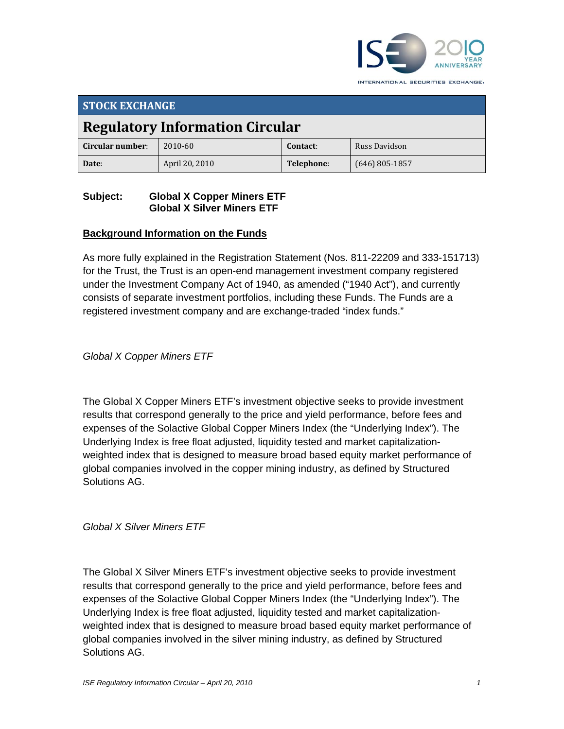INTERNATIONAL SECURITIES EXCHANGE.

## STOCK EXCHANGE

# Regulatory Information Circular

| **Circular number**: | 2010-60 | **Contact**: | Russ Davidson |
|---|---|---|---|
| **Date**: | April 20, 2010 | **Telephone**: | (646) 805-1857 |

**Subject: Global X Copper Miners ETF**
**Global X Silver Miners ETF**

## Background Information on the Funds

As more fully explained in the Registration Statement (Nos. 811-22209 and 333-151713) for the Trust, the Trust is an open-end management investment company registered under the Investment Company Act of 1940, as amended ("1940 Act"), and currently consists of separate investment portfolios, including these Funds. The Funds are a registered investment company and are exchange-traded "index funds."

*Global X Copper Miners ETF*

The Global X Copper Miners ETF's investment objective seeks to provide investment results that correspond generally to the price and yield performance, before fees and expenses of the Solactive Global Copper Miners Index (the "Underlying Index"). The Underlying Index is free float adjusted, liquidity tested and market capitalization-weighted index that is designed to measure broad based equity market performance of global companies involved in the copper mining industry, as defined by Structured Solutions AG.

*Global X Silver Miners ETF*

The Global X Silver Miners ETF's investment objective seeks to provide investment results that correspond generally to the price and yield performance, before fees and expenses of the Solactive Global Copper Miners Index (the "Underlying Index"). The Underlying Index is free float adjusted, liquidity tested and market capitalization-weighted index that is designed to measure broad based equity market performance of global companies involved in the silver mining industry, as defined by Structured Solutions AG.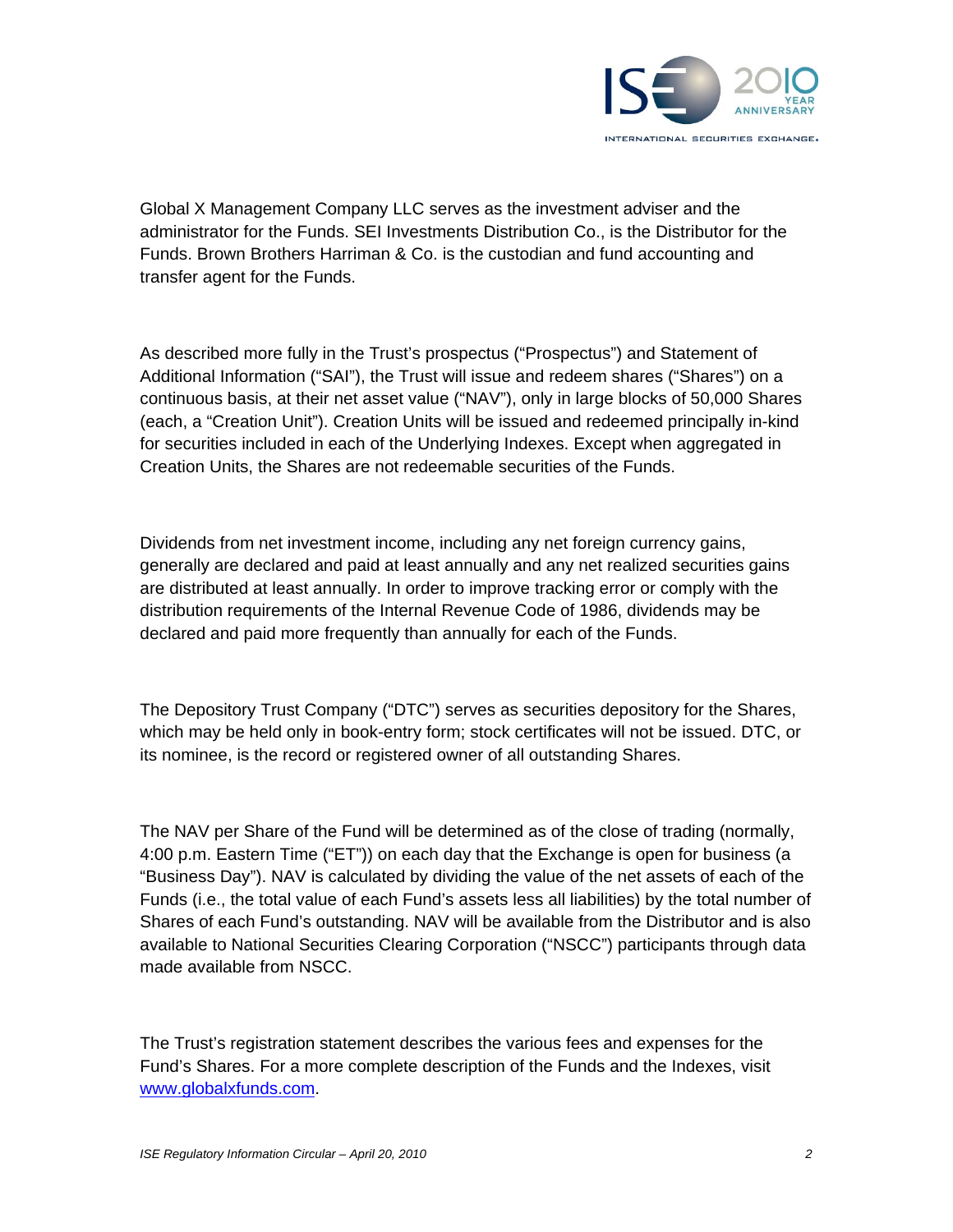Global X Management Company LLC serves as the investment adviser and the administrator for the Funds. SEI Investments Distribution Co., is the Distributor for the Funds. Brown Brothers Harriman & Co. is the custodian and fund accounting and transfer agent for the Funds.

As described more fully in the Trust's prospectus ("Prospectus") and Statement of Additional Information ("SAI"), the Trust will issue and redeem shares ("Shares") on a continuous basis, at their net asset value ("NAV"), only in large blocks of 50,000 Shares (each, a "Creation Unit"). Creation Units will be issued and redeemed principally in-kind for securities included in each of the Underlying Indexes. Except when aggregated in Creation Units, the Shares are not redeemable securities of the Funds.

Dividends from net investment income, including any net foreign currency gains, generally are declared and paid at least annually and any net realized securities gains are distributed at least annually. In order to improve tracking error or comply with the distribution requirements of the Internal Revenue Code of 1986, dividends may be declared and paid more frequently than annually for each of the Funds.

The Depository Trust Company ("DTC") serves as securities depository for the Shares, which may be held only in book-entry form; stock certificates will not be issued. DTC, or its nominee, is the record or registered owner of all outstanding Shares.

The NAV per Share of the Fund will be determined as of the close of trading (normally, 4:00 p.m. Eastern Time ("ET")) on each day that the Exchange is open for business (a "Business Day"). NAV is calculated by dividing the value of the net assets of each of the Funds (i.e., the total value of each Fund's assets less all liabilities) by the total number of Shares of each Fund's outstanding. NAV will be available from the Distributor and is also available to National Securities Clearing Corporation ("NSCC") participants through data made available from NSCC.

The Trust's registration statement describes the various fees and expenses for the Fund's Shares. For a more complete description of the Funds and the Indexes, visit www.globalxfunds.com.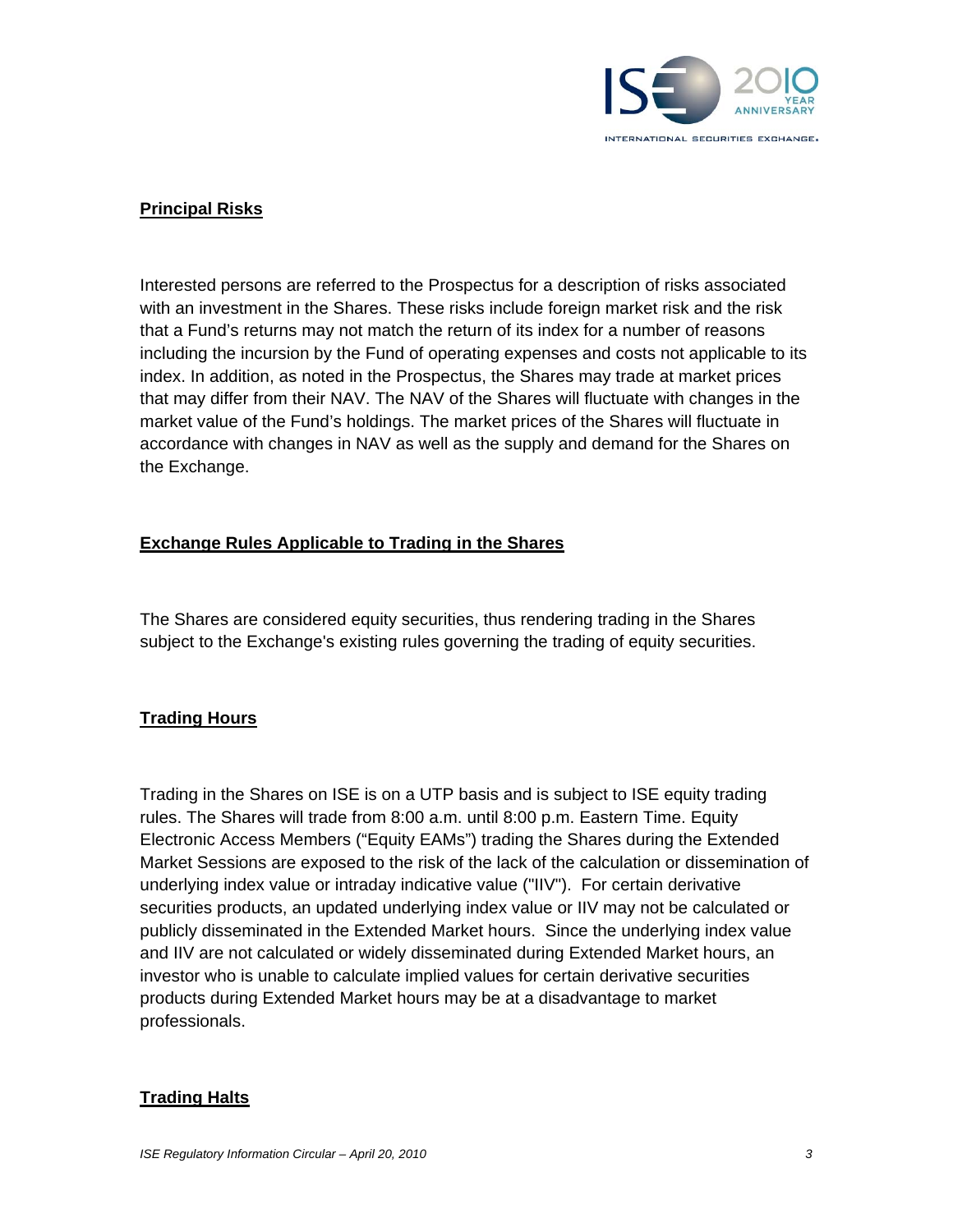## Principal Risks

Interested persons are referred to the Prospectus for a description of risks associated with an investment in the Shares. These risks include foreign market risk and the risk that a Fund's returns may not match the return of its index for a number of reasons including the incursion by the Fund of operating expenses and costs not applicable to its index. In addition, as noted in the Prospectus, the Shares may trade at market prices that may differ from their NAV. The NAV of the Shares will fluctuate with changes in the market value of the Fund's holdings. The market prices of the Shares will fluctuate in accordance with changes in NAV as well as the supply and demand for the Shares on the Exchange.

## Exchange Rules Applicable to Trading in the Shares

The Shares are considered equity securities, thus rendering trading in the Shares subject to the Exchange's existing rules governing the trading of equity securities.

## Trading Hours

Trading in the Shares on ISE is on a UTP basis and is subject to ISE equity trading rules. The Shares will trade from 8:00 a.m. until 8:00 p.m. Eastern Time. Equity Electronic Access Members ("Equity EAMs") trading the Shares during the Extended Market Sessions are exposed to the risk of the lack of the calculation or dissemination of underlying index value or intraday indicative value ("IIV"). For certain derivative securities products, an updated underlying index value or IIV may not be calculated or publicly disseminated in the Extended Market hours. Since the underlying index value and IIV are not calculated or widely disseminated during Extended Market hours, an investor who is unable to calculate implied values for certain derivative securities products during Extended Market hours may be at a disadvantage to market professionals.

## Trading Halts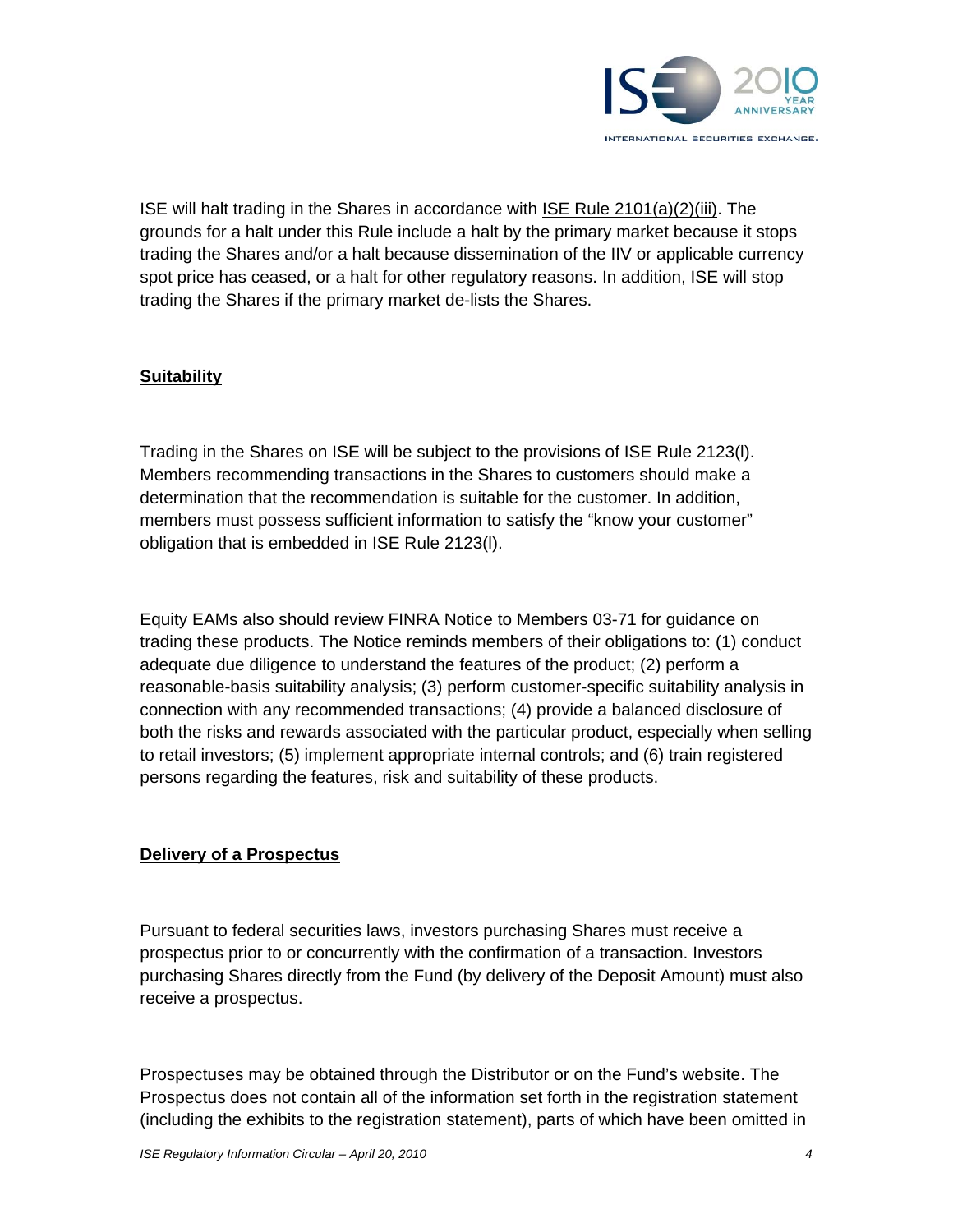ISE will halt trading in the Shares in accordance with ISE Rule 2101(a)(2)(iii). The grounds for a halt under this Rule include a halt by the primary market because it stops trading the Shares and/or a halt because dissemination of the IIV or applicable currency spot price has ceased, or a halt for other regulatory reasons. In addition, ISE will stop trading the Shares if the primary market de-lists the Shares.

**Suitability**

Trading in the Shares on ISE will be subject to the provisions of ISE Rule 2123(l). Members recommending transactions in the Shares to customers should make a determination that the recommendation is suitable for the customer. In addition, members must possess sufficient information to satisfy the "know your customer" obligation that is embedded in ISE Rule 2123(l).

Equity EAMs also should review FINRA Notice to Members 03-71 for guidance on trading these products. The Notice reminds members of their obligations to: (1) conduct adequate due diligence to understand the features of the product; (2) perform a reasonable-basis suitability analysis; (3) perform customer-specific suitability analysis in connection with any recommended transactions; (4) provide a balanced disclosure of both the risks and rewards associated with the particular product, especially when selling to retail investors; (5) implement appropriate internal controls; and (6) train registered persons regarding the features, risk and suitability of these products.

**Delivery of a Prospectus**

Pursuant to federal securities laws, investors purchasing Shares must receive a prospectus prior to or concurrently with the confirmation of a transaction. Investors purchasing Shares directly from the Fund (by delivery of the Deposit Amount) must also receive a prospectus.

Prospectuses may be obtained through the Distributor or on the Fund's website. The Prospectus does not contain all of the information set forth in the registration statement (including the exhibits to the registration statement), parts of which have been omitted in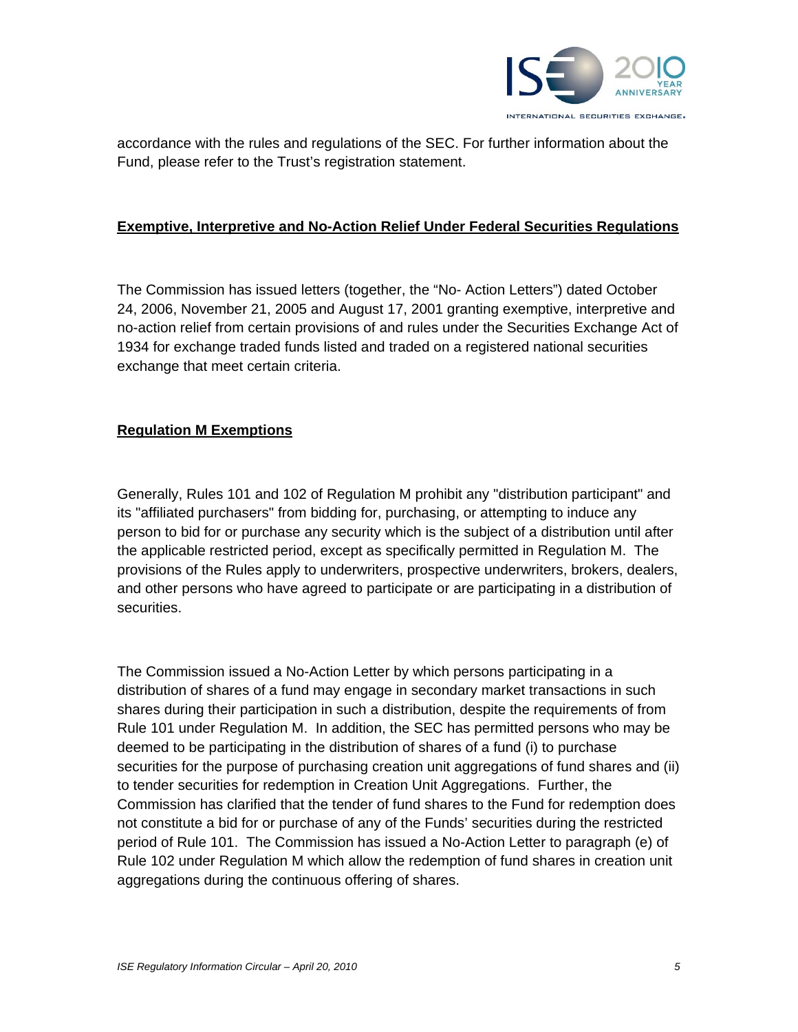accordance with the rules and regulations of the SEC. For further information about the Fund, please refer to the Trust's registration statement.

**Exemptive, Interpretive and No-Action Relief Under Federal Securities Regulations**

The Commission has issued letters (together, the "No- Action Letters") dated October 24, 2006, November 21, 2005 and August 17, 2001 granting exemptive, interpretive and no-action relief from certain provisions of and rules under the Securities Exchange Act of 1934 for exchange traded funds listed and traded on a registered national securities exchange that meet certain criteria.

**Regulation M Exemptions**

Generally, Rules 101 and 102 of Regulation M prohibit any "distribution participant" and its "affiliated purchasers" from bidding for, purchasing, or attempting to induce any person to bid for or purchase any security which is the subject of a distribution until after the applicable restricted period, except as specifically permitted in Regulation M. The provisions of the Rules apply to underwriters, prospective underwriters, brokers, dealers, and other persons who have agreed to participate or are participating in a distribution of securities.

The Commission issued a No-Action Letter by which persons participating in a distribution of shares of a fund may engage in secondary market transactions in such shares during their participation in such a distribution, despite the requirements of from Rule 101 under Regulation M. In addition, the SEC has permitted persons who may be deemed to be participating in the distribution of shares of a fund (i) to purchase securities for the purpose of purchasing creation unit aggregations of fund shares and (ii) to tender securities for redemption in Creation Unit Aggregations. Further, the Commission has clarified that the tender of fund shares to the Fund for redemption does not constitute a bid for or purchase of any of the Funds' securities during the restricted period of Rule 101. The Commission has issued a No-Action Letter to paragraph (e) of Rule 102 under Regulation M which allow the redemption of fund shares in creation unit aggregations during the continuous offering of shares.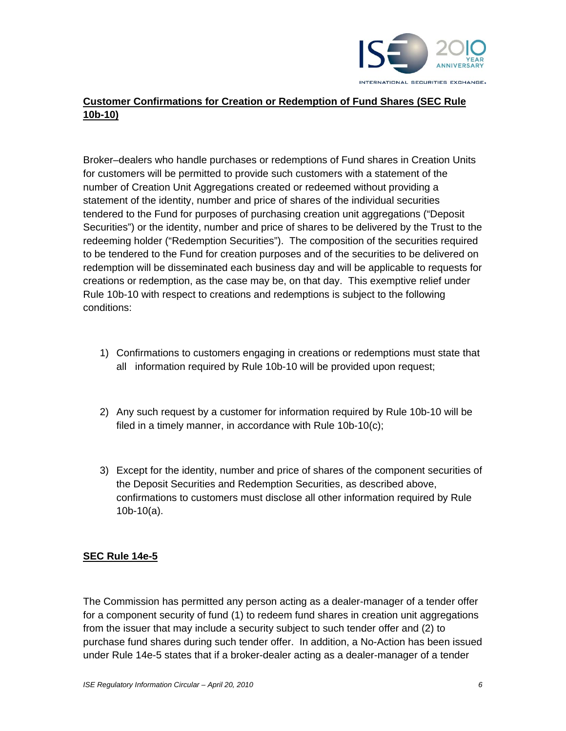**Customer Confirmations for Creation or Redemption of Fund Shares (SEC Rule 10b-10)**

Broker–dealers who handle purchases or redemptions of Fund shares in Creation Units for customers will be permitted to provide such customers with a statement of the number of Creation Unit Aggregations created or redeemed without providing a statement of the identity, number and price of shares of the individual securities tendered to the Fund for purposes of purchasing creation unit aggregations ("Deposit Securities") or the identity, number and price of shares to be delivered by the Trust to the redeeming holder ("Redemption Securities"). The composition of the securities required to be tendered to the Fund for creation purposes and of the securities to be delivered on redemption will be disseminated each business day and will be applicable to requests for creations or redemption, as the case may be, on that day. This exemptive relief under Rule 10b-10 with respect to creations and redemptions is subject to the following conditions:

1) Confirmations to customers engaging in creations or redemptions must state that all information required by Rule 10b-10 will be provided upon request;

2) Any such request by a customer for information required by Rule 10b-10 will be filed in a timely manner, in accordance with Rule 10b-10(c);

3) Except for the identity, number and price of shares of the component securities of the Deposit Securities and Redemption Securities, as described above, confirmations to customers must disclose all other information required by Rule 10b-10(a).

**SEC Rule 14e-5**

The Commission has permitted any person acting as a dealer-manager of a tender offer for a component security of fund (1) to redeem fund shares in creation unit aggregations from the issuer that may include a security subject to such tender offer and (2) to purchase fund shares during such tender offer. In addition, a No-Action has been issued under Rule 14e-5 states that if a broker-dealer acting as a dealer-manager of a tender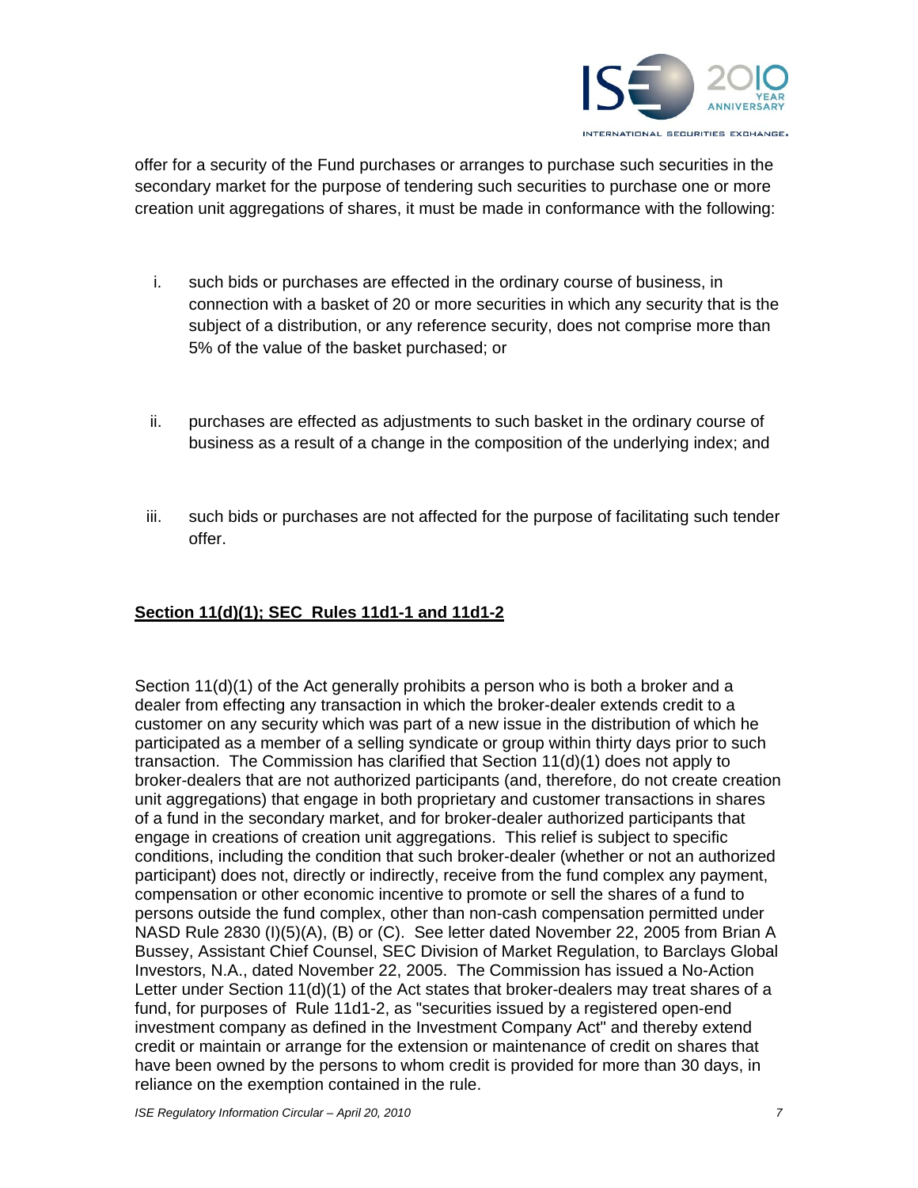offer for a security of the Fund purchases or arranges to purchase such securities in the secondary market for the purpose of tendering such securities to purchase one or more creation unit aggregations of shares, it must be made in conformance with the following:

i. such bids or purchases are effected in the ordinary course of business, in connection with a basket of 20 or more securities in which any security that is the subject of a distribution, or any reference security, does not comprise more than 5% of the value of the basket purchased; or

ii. purchases are effected as adjustments to such basket in the ordinary course of business as a result of a change in the composition of the underlying index; and

iii. such bids or purchases are not affected for the purpose of facilitating such tender offer.

**Section 11(d)(1); SEC Rules 11d1-1 and 11d1-2**

Section 11(d)(1) of the Act generally prohibits a person who is both a broker and a dealer from effecting any transaction in which the broker-dealer extends credit to a customer on any security which was part of a new issue in the distribution of which he participated as a member of a selling syndicate or group within thirty days prior to such transaction. The Commission has clarified that Section 11(d)(1) does not apply to broker-dealers that are not authorized participants (and, therefore, do not create creation unit aggregations) that engage in both proprietary and customer transactions in shares of a fund in the secondary market, and for broker-dealer authorized participants that engage in creations of creation unit aggregations. This relief is subject to specific conditions, including the condition that such broker-dealer (whether or not an authorized participant) does not, directly or indirectly, receive from the fund complex any payment, compensation or other economic incentive to promote or sell the shares of a fund to persons outside the fund complex, other than non-cash compensation permitted under NASD Rule 2830 (I)(5)(A), (B) or (C). See letter dated November 22, 2005 from Brian A Bussey, Assistant Chief Counsel, SEC Division of Market Regulation, to Barclays Global Investors, N.A., dated November 22, 2005. The Commission has issued a No-Action Letter under Section 11(d)(1) of the Act states that broker-dealers may treat shares of a fund, for purposes of Rule 11d1-2, as "securities issued by a registered open-end investment company as defined in the Investment Company Act" and thereby extend credit or maintain or arrange for the extension or maintenance of credit on shares that have been owned by the persons to whom credit is provided for more than 30 days, in reliance on the exemption contained in the rule.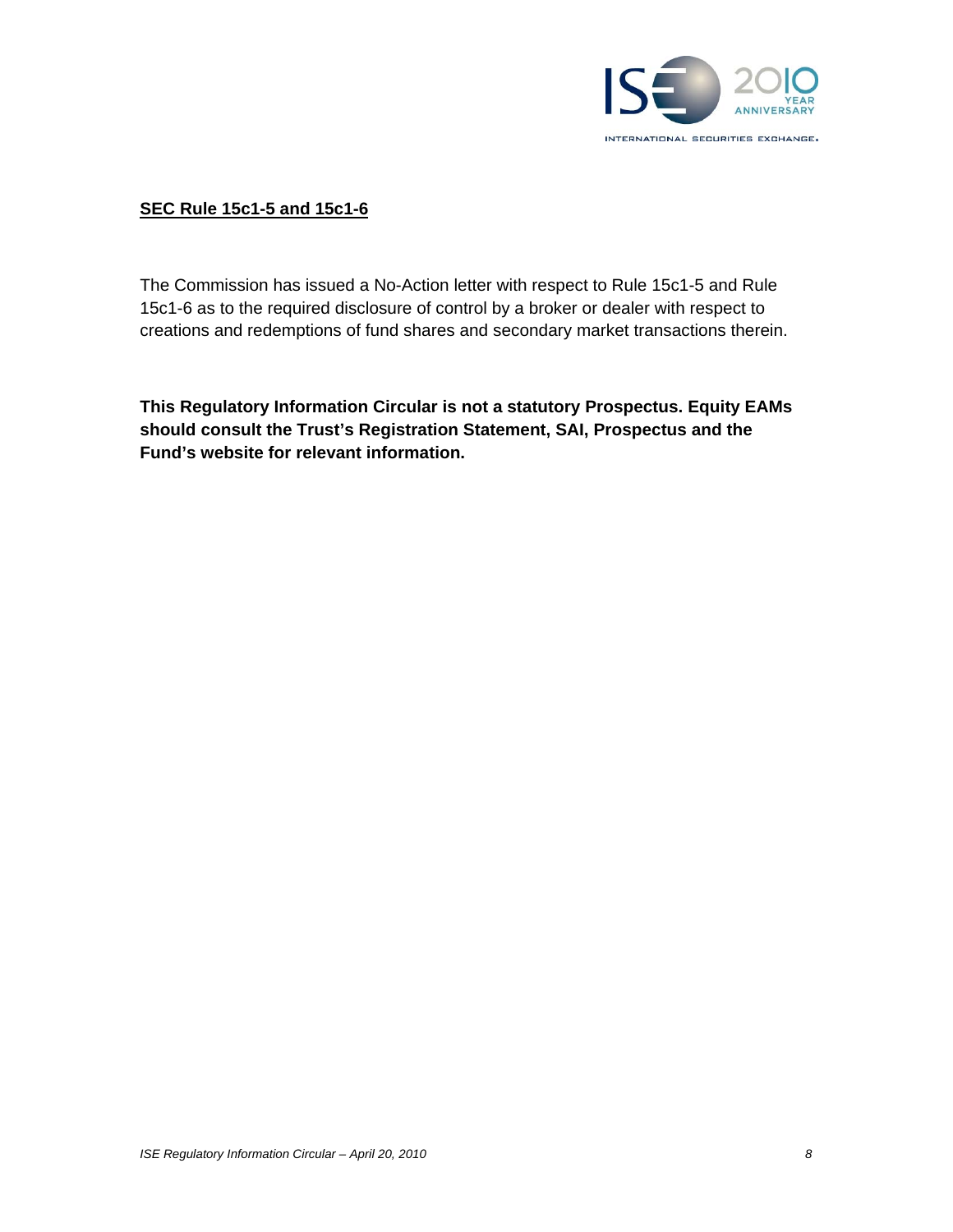**SEC Rule 15c1-5 and 15c1-6**

The Commission has issued a No-Action letter with respect to Rule 15c1-5 and Rule 15c1-6 as to the required disclosure of control by a broker or dealer with respect to creations and redemptions of fund shares and secondary market transactions therein.

**This Regulatory Information Circular is not a statutory Prospectus. Equity EAMs should consult the Trust's Registration Statement, SAI, Prospectus and the Fund's website for relevant information.**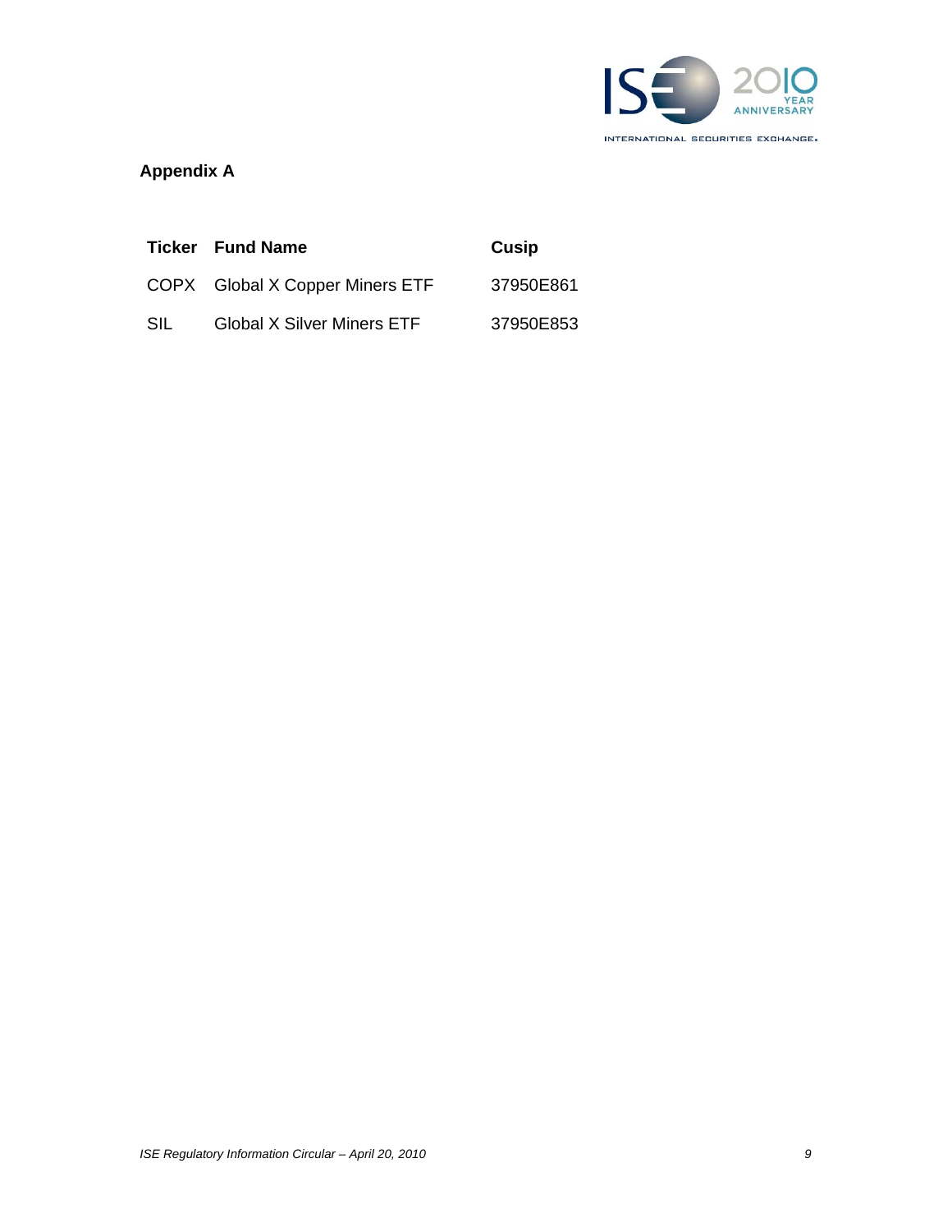## Appendix A

| Ticker | Fund Name | Cusip |
| --- | --- | --- |
| COPX | Global X Copper Miners ETF | 37950E861 |
| SIL | Global X Silver Miners ETF | 37950E853 |